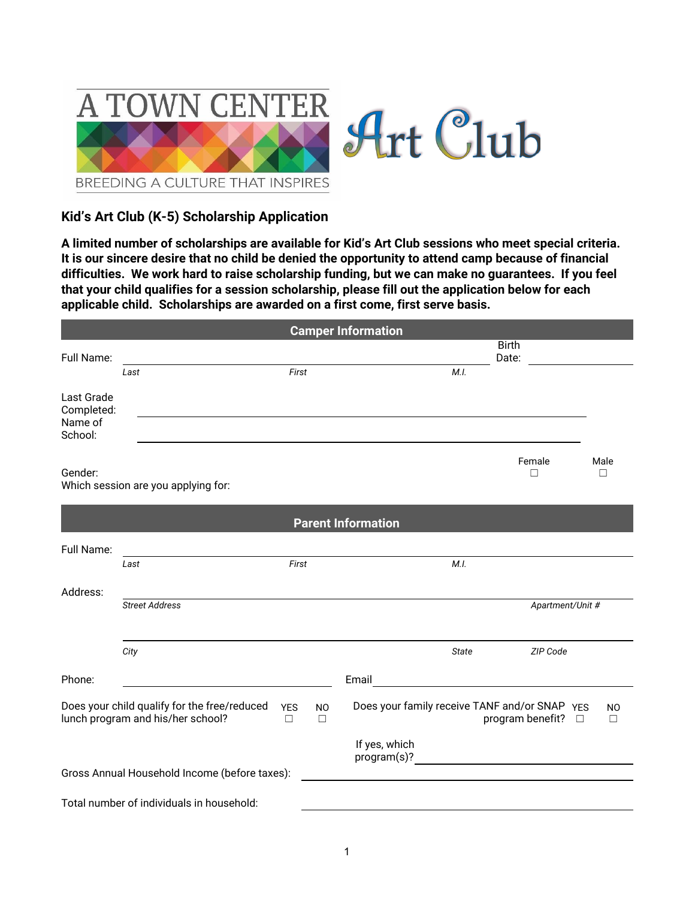A TOWN CENTER

BREEDING A CULTURE THAT INSPIRES

Art Club

## Kid's Art Club (K-5) Scholarship Application

**A limited number of scholarships are available for Kid's Art Club sessions who meet special criteria. It is our sincere desire that no child be denied the opportunity to attend camp because of financial difficulties. We work hard to raise scholarship funding, but we can make no guarantees. If you feel that your child qualifies for a session scholarship, please fill out the application below for each applicable child. Scholarships are awarded on a first come, first serve basis.**

### Camper Information

Full Name: ______________________________________________ Birth Date: ____________
*Last* *First* *M.I.*

Last Grade Completed: ______________________________________________

Name of School: ______________________________________________

Gender: Female ☐ Male ☐

Which session are you applying for:

### Parent Information

Full Name: ______________________________________________
*Last* *First* *M.I.*

Address: ______________________________________________
*Street Address* *Apartment/Unit #*

______________________________________________
*City* *State* *ZIP Code*

Phone: ______________________ Email ______________________

Does your child qualify for the free/reduced lunch program and his/her school? YES ☐ NO ☐

Does your family receive TANF and/or SNAP program benefit? YES ☐ NO ☐

If yes, which program(s)? ______________________

Gross Annual Household Income (before taxes): ______________________

Total number of individuals in household: ______________________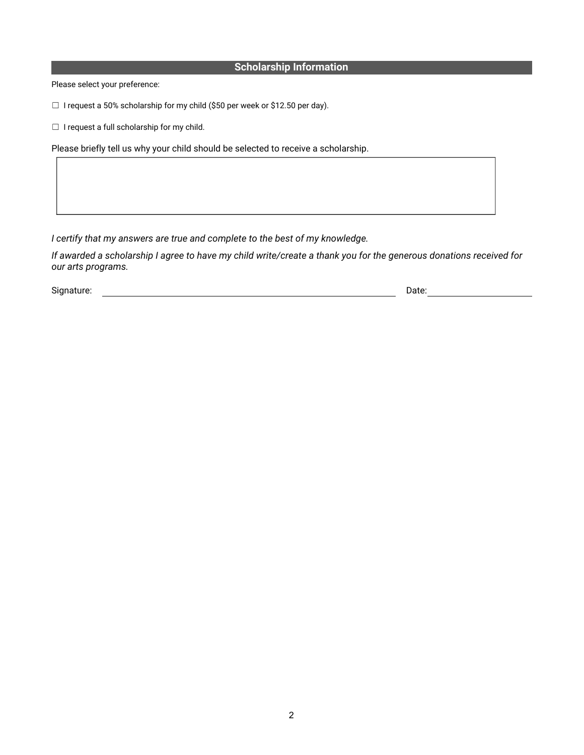## Scholarship Information

Please select your preference:

☐ I request a 50% scholarship for my child ($50 per week or $12.50 per day).

☐ I request a full scholarship for my child.

Please briefly tell us why your child should be selected to receive a scholarship.

*I certify that my answers are true and complete to the best of my knowledge.*

*If awarded a scholarship I agree to have my child write/create a thank you for the generous donations received for our arts programs.*

Signature: ______________________________ Date: ______________